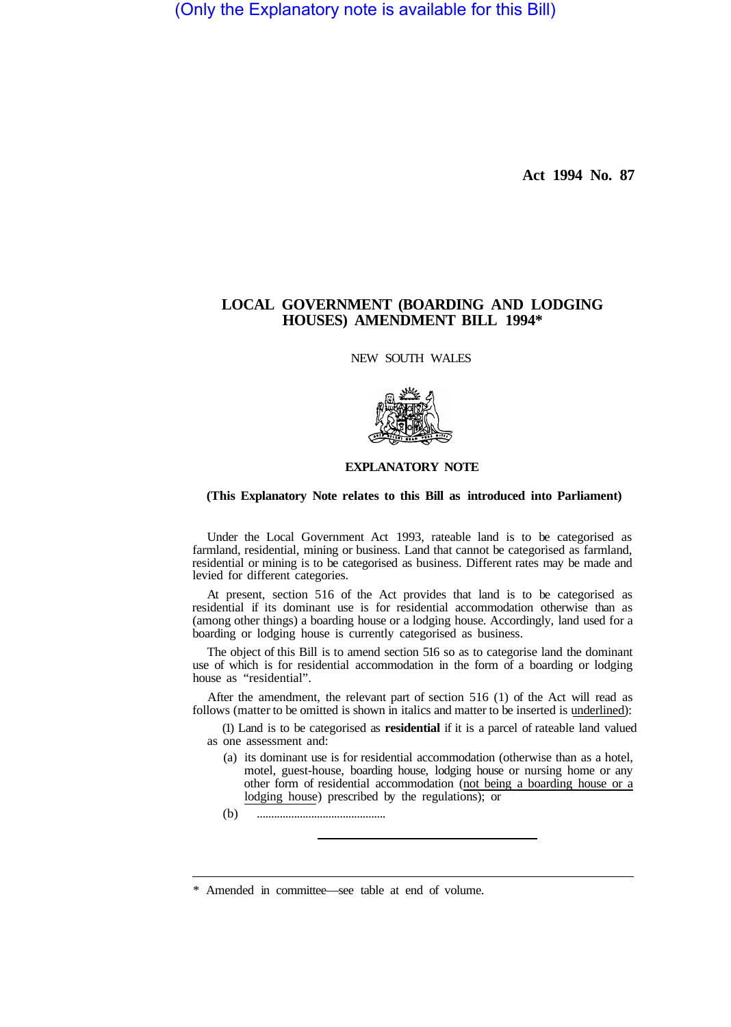(Only the Explanatory note is available for this Bill)

**Act 1994 No. 87**

# LOCAL GOVERNMENT (BOARDING AND LODGING HOUSES) AMENDMENT BILL 1994*

NEW SOUTH WALES

## EXPLANATORY NOTE

**(This Explanatory Note relates to this Bill as introduced into Parliament)**

Under the Local Government Act 1993, rateable land is to be categorised as farmland, residential, mining or business. Land that cannot be categorised as farmland, residential or mining is to be categorised as business. Different rates may be made and levied for different categories.

At present, section 516 of the Act provides that land is to be categorised as residential if its dominant use is for residential accommodation otherwise than as (among other things) a boarding house or a lodging house. Accordingly, land used for a boarding or lodging house is currently categorised as business.

The object of this Bill is to amend section 516 so as to categorise land the dominant use of which is for residential accommodation in the form of a boarding or lodging house as "residential".

After the amendment, the relevant part of section 516 (1) of the Act will read as follows (matter to be omitted is shown in italics and matter to be inserted is <u>underlined</u>):

(1) Land is to be categorised as **residential** if it is a parcel of rateable land valued as one assessment and:

(a) its dominant use is for residential accommodation (otherwise than as a hotel, motel, guest-house, boarding house, lodging house or nursing home or any other form of residential accommodation (<u>not being a boarding house or a lodging house</u>) prescribed by the regulations); or

(b) ............................................

---

\* Amended in committee—see table at end of volume.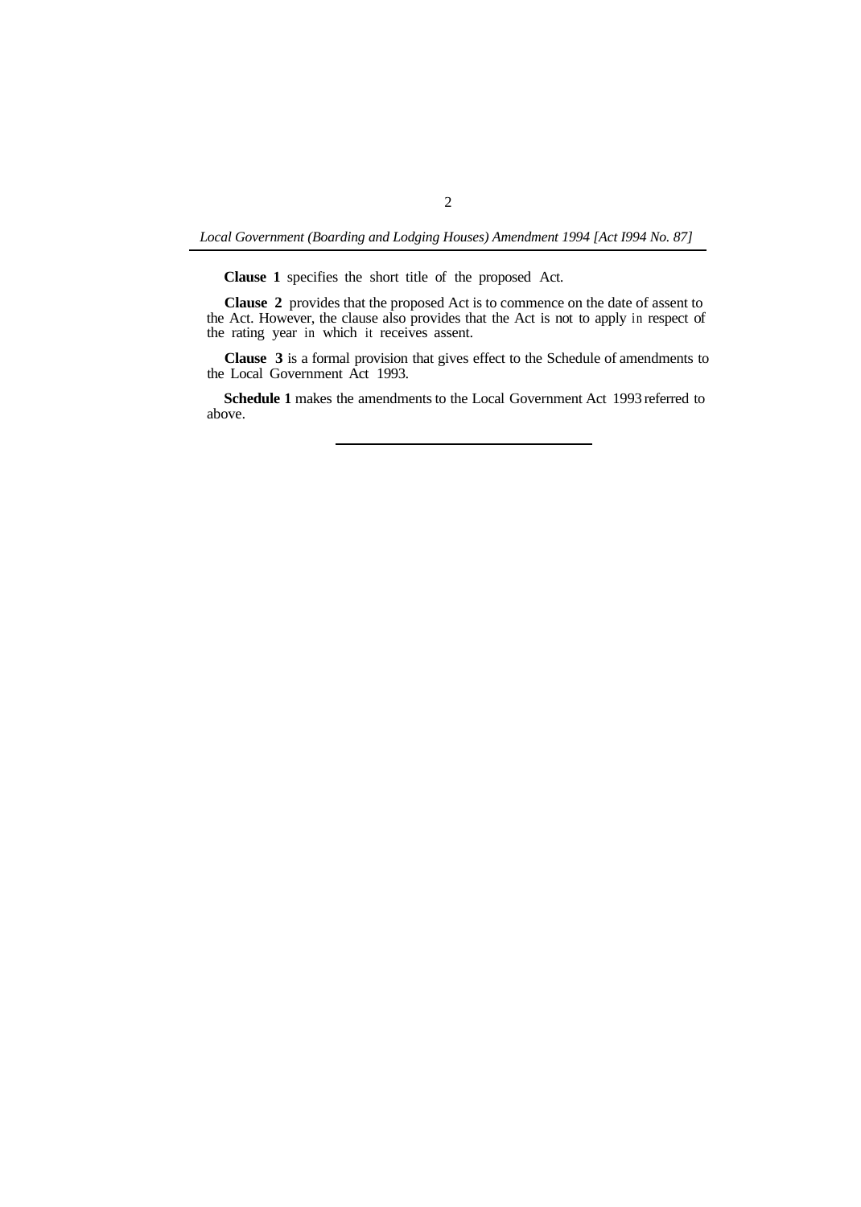**Clause 1** specifies the short title of the proposed Act.

**Clause 2** provides that the proposed Act is to commence on the date of assent to the Act. However, the clause also provides that the Act is not to apply in respect of the rating year in which it receives assent.

**Clause 3** is a formal provision that gives effect to the Schedule of amendments to the Local Government Act 1993.

**Schedule 1** makes the amendments to the Local Government Act 1993 referred to above.